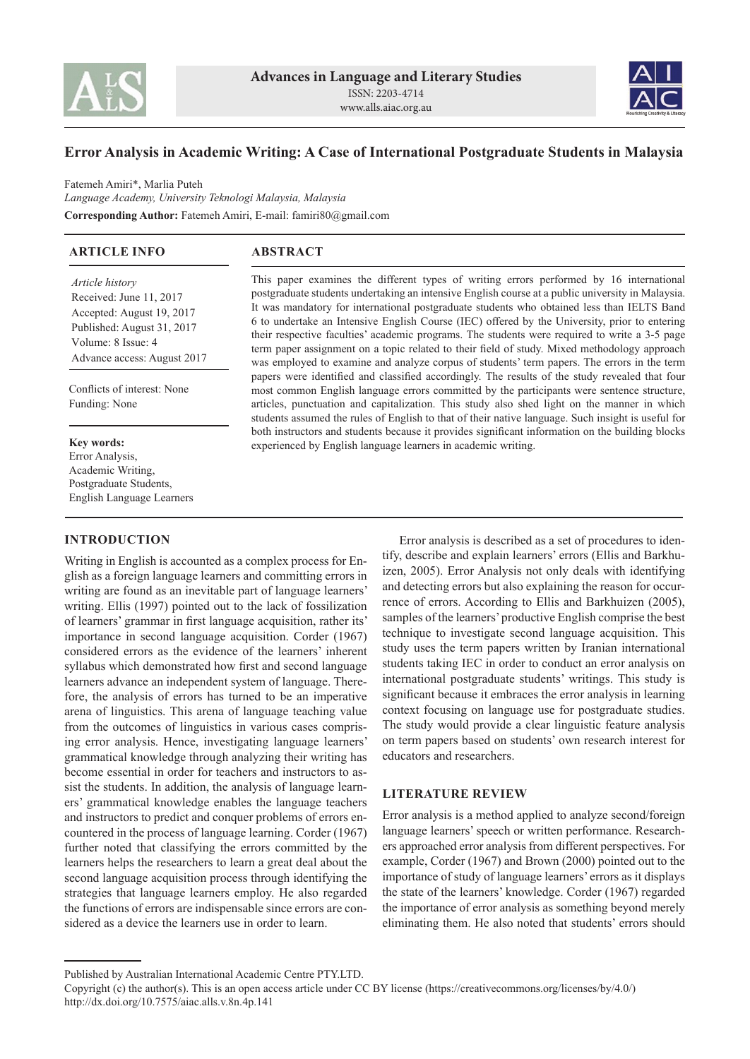# Error Analysis in Academic Writing: A Case of International Postgraduate Students in Malaysia

Fatemeh Amiri*, Marlia Puteh

*Language Academy, University Teknologi Malaysia, Malaysia*

**Corresponding Author:** Fatemeh Amiri, E-mail: famiri80@gmail.com

## ARTICLE INFO

*Article history*
Received: June 11, 2017
Accepted: August 19, 2017
Published: August 31, 2017
Volume: 8 Issue: 4
Advance access: August 2017

Conflicts of interest: None
Funding: None

**Key words:**
Error Analysis,
Academic Writing,
Postgraduate Students,
English Language Learners

## ABSTRACT

This paper examines the different types of writing errors performed by 16 international postgraduate students undertaking an intensive English course at a public university in Malaysia. It was mandatory for international postgraduate students who obtained less than IELTS Band 6 to undertake an Intensive English Course (IEC) offered by the University, prior to entering their respective faculties' academic programs. The students were required to write a 3-5 page term paper assignment on a topic related to their field of study. Mixed methodology approach was employed to examine and analyze corpus of students' term papers. The errors in the term papers were identified and classified accordingly. The results of the study revealed that four most common English language errors committed by the participants were sentence structure, articles, punctuation and capitalization. This study also shed light on the manner in which students assumed the rules of English to that of their native language. Such insight is useful for both instructors and students because it provides significant information on the building blocks experienced by English language learners in academic writing.

## INTRODUCTION

Writing in English is accounted as a complex process for English as a foreign language learners and committing errors in writing are found as an inevitable part of language learners' writing. Ellis (1997) pointed out to the lack of fossilization of learners' grammar in first language acquisition, rather its' importance in second language acquisition. Corder (1967) considered errors as the evidence of the learners' inherent syllabus which demonstrated how first and second language learners advance an independent system of language. Therefore, the analysis of errors has turned to be an imperative arena of linguistics. This arena of language teaching value from the outcomes of linguistics in various cases comprising error analysis. Hence, investigating language learners' grammatical knowledge through analyzing their writing has become essential in order for teachers and instructors to assist the students. In addition, the analysis of language learners' grammatical knowledge enables the language teachers and instructors to predict and conquer problems of errors encountered in the process of language learning. Corder (1967) further noted that classifying the errors committed by the learners helps the researchers to learn a great deal about the second language acquisition process through identifying the strategies that language learners employ. He also regarded the functions of errors are indispensable since errors are considered as a device the learners use in order to learn.

Error analysis is described as a set of procedures to identify, describe and explain learners' errors (Ellis and Barkhuizen, 2005). Error Analysis not only deals with identifying and detecting errors but also explaining the reason for occurrence of errors. According to Ellis and Barkhuizen (2005), samples of the learners' productive English comprise the best technique to investigate second language acquisition. This study uses the term papers written by Iranian international students taking IEC in order to conduct an error analysis on international postgraduate students' writings. This study is significant because it embraces the error analysis in learning context focusing on language use for postgraduate studies. The study would provide a clear linguistic feature analysis on term papers based on students' own research interest for educators and researchers.

## LITERATURE REVIEW

Error analysis is a method applied to analyze second/foreign language learners' speech or written performance. Researchers approached error analysis from different perspectives. For example, Corder (1967) and Brown (2000) pointed out to the importance of study of language learners' errors as it displays the state of the learners' knowledge. Corder (1967) regarded the importance of error analysis as something beyond merely eliminating them. He also noted that students' errors should

Published by Australian International Academic Centre PTY.LTD.

Copyright (c) the author(s). This is an open access article under CC BY license (https://creativecommons.org/licenses/by/4.0/)
http://dx.doi.org/10.7575/aiac.alls.v.8n.4p.141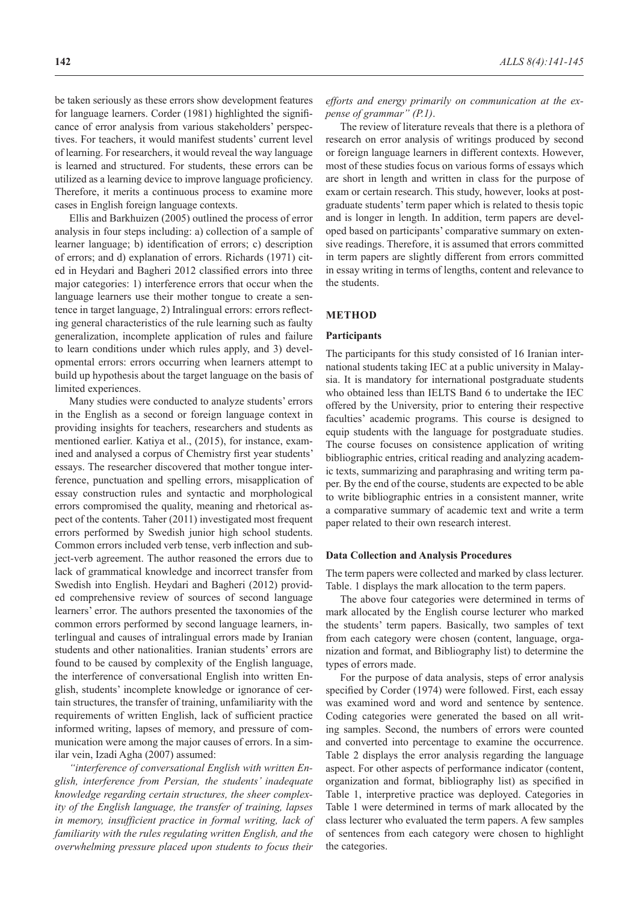be taken seriously as these errors show development features for language learners. Corder (1981) highlighted the significance of error analysis from various stakeholders' perspectives. For teachers, it would manifest students' current level of learning. For researchers, it would reveal the way language is learned and structured. For students, these errors can be utilized as a learning device to improve language proficiency. Therefore, it merits a continuous process to examine more cases in English foreign language contexts.

Ellis and Barkhuizen (2005) outlined the process of error analysis in four steps including: a) collection of a sample of learner language; b) identification of errors; c) description of errors; and d) explanation of errors. Richards (1971) cited in Heydari and Bagheri 2012 classified errors into three major categories: 1) interference errors that occur when the language learners use their mother tongue to create a sentence in target language, 2) Intralingual errors: errors reflecting general characteristics of the rule learning such as faulty generalization, incomplete application of rules and failure to learn conditions under which rules apply, and 3) developmental errors: errors occurring when learners attempt to build up hypothesis about the target language on the basis of limited experiences.

Many studies were conducted to analyze students' errors in the English as a second or foreign language context in providing insights for teachers, researchers and students as mentioned earlier. Katiya et al., (2015), for instance, examined and analysed a corpus of Chemistry first year students' essays. The researcher discovered that mother tongue interference, punctuation and spelling errors, misapplication of essay construction rules and syntactic and morphological errors compromised the quality, meaning and rhetorical aspect of the contents. Taher (2011) investigated most frequent errors performed by Swedish junior high school students. Common errors included verb tense, verb inflection and subject-verb agreement. The author reasoned the errors due to lack of grammatical knowledge and incorrect transfer from Swedish into English. Heydari and Bagheri (2012) provided comprehensive review of sources of second language learners' error. The authors presented the taxonomies of the common errors performed by second language learners, interlingual and causes of intralingual errors made by Iranian students and other nationalities. Iranian students' errors are found to be caused by complexity of the English language, the interference of conversational English into written English, students' incomplete knowledge or ignorance of certain structures, the transfer of training, unfamiliarity with the requirements of written English, lack of sufficient practice informed writing, lapses of memory, and pressure of communication were among the major causes of errors. In a similar vein, Izadi Agha (2007) assumed:

*"interference of conversational English with written English, interference from Persian, the students' inadequate knowledge regarding certain structures, the sheer complexity of the English language, the transfer of training, lapses in memory, insufficient practice in formal writing, lack of familiarity with the rules regulating written English, and the overwhelming pressure placed upon students to focus their efforts and energy primarily on communication at the expense of grammar" (P.1).*

The review of literature reveals that there is a plethora of research on error analysis of writings produced by second or foreign language learners in different contexts. However, most of these studies focus on various forms of essays which are short in length and written in class for the purpose of exam or certain research. This study, however, looks at postgraduate students' term paper which is related to thesis topic and is longer in length. In addition, term papers are developed based on participants' comparative summary on extensive readings. Therefore, it is assumed that errors committed in term papers are slightly different from errors committed in essay writing in terms of lengths, content and relevance to the students.

## METHOD

### Participants

The participants for this study consisted of 16 Iranian international students taking IEC at a public university in Malaysia. It is mandatory for international postgraduate students who obtained less than IELTS Band 6 to undertake the IEC offered by the University, prior to entering their respective faculties' academic programs. This course is designed to equip students with the language for postgraduate studies. The course focuses on consistence application of writing bibliographic entries, critical reading and analyzing academic texts, summarizing and paraphrasing and writing term paper. By the end of the course, students are expected to be able to write bibliographic entries in a consistent manner, write a comparative summary of academic text and write a term paper related to their own research interest.

### Data Collection and Analysis Procedures

The term papers were collected and marked by class lecturer. Table. 1 displays the mark allocation to the term papers.

The above four categories were determined in terms of mark allocated by the English course lecturer who marked the students' term papers. Basically, two samples of text from each category were chosen (content, language, organization and format, and Bibliography list) to determine the types of errors made.

For the purpose of data analysis, steps of error analysis specified by Corder (1974) were followed. First, each essay was examined word and word and sentence by sentence. Coding categories were generated the based on all writing samples. Second, the numbers of errors were counted and converted into percentage to examine the occurrence. Table 2 displays the error analysis regarding the language aspect. For other aspects of performance indicator (content, organization and format, bibliography list) as specified in Table 1, interpretive practice was deployed. Categories in Table 1 were determined in terms of mark allocated by the class lecturer who evaluated the term papers. A few samples of sentences from each category were chosen to highlight the categories.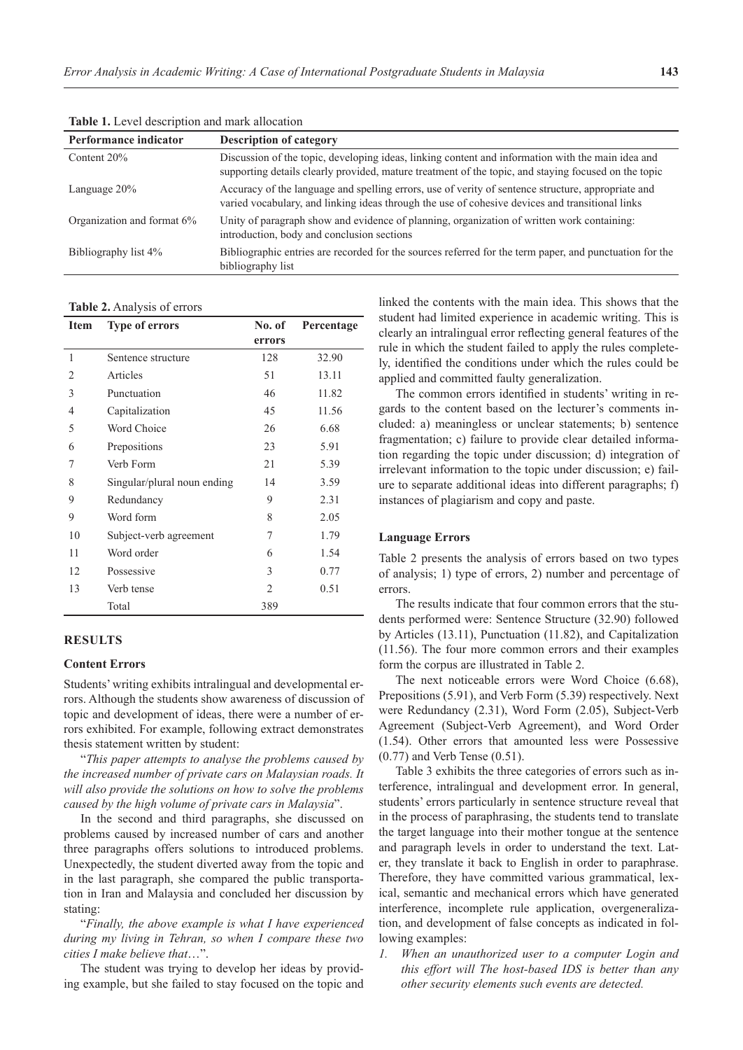**Table 1.** Level description and mark allocation

| Performance indicator | Description of category |
|---|---|
| Content 20% | Discussion of the topic, developing ideas, linking content and information with the main idea and supporting details clearly provided, mature treatment of the topic, and staying focused on the topic |
| Language 20% | Accuracy of the language and spelling errors, use of verity of sentence structure, appropriate and varied vocabulary, and linking ideas through the use of cohesive devices and transitional links |
| Organization and format 6% | Unity of paragraph show and evidence of planning, organization of written work containing: introduction, body and conclusion sections |
| Bibliography list 4% | Bibliographic entries are recorded for the sources referred for the term paper, and punctuation for the bibliography list |

**Table 2.** Analysis of errors

| Item | Type of errors | No. of errors | Percentage |
|---|---|---|---|
| 1 | Sentence structure | 128 | 32.90 |
| 2 | Articles | 51 | 13.11 |
| 3 | Punctuation | 46 | 11.82 |
| 4 | Capitalization | 45 | 11.56 |
| 5 | Word Choice | 26 | 6.68 |
| 6 | Prepositions | 23 | 5.91 |
| 7 | Verb Form | 21 | 5.39 |
| 8 | Singular/plural noun ending | 14 | 3.59 |
| 9 | Redundancy | 9 | 2.31 |
| 9 | Word form | 8 | 2.05 |
| 10 | Subject-verb agreement | 7 | 1.79 |
| 11 | Word order | 6 | 1.54 |
| 12 | Possessive | 3 | 0.77 |
| 13 | Verb tense | 2 | 0.51 |
| | Total | 389 | |

## RESULTS

### Content Errors

Students' writing exhibits intralingual and developmental errors. Although the students show awareness of discussion of topic and development of ideas, there were a number of errors exhibited. For example, following extract demonstrates thesis statement written by student:

"*This paper attempts to analyse the problems caused by the increased number of private cars on Malaysian roads. It will also provide the solutions on how to solve the problems caused by the high volume of private cars in Malaysia*".

In the second and third paragraphs, she discussed on problems caused by increased number of cars and another three paragraphs offers solutions to introduced problems. Unexpectedly, the student diverted away from the topic and in the last paragraph, she compared the public transportation in Iran and Malaysia and concluded her discussion by stating:

"*Finally, the above example is what I have experienced during my living in Tehran, so when I compare these two cities I make believe that*…".

The student was trying to develop her ideas by providing example, but she failed to stay focused on the topic and linked the contents with the main idea. This shows that the student had limited experience in academic writing. This is clearly an intralingual error reflecting general features of the rule in which the student failed to apply the rules completely, identified the conditions under which the rules could be applied and committed faulty generalization.

The common errors identified in students' writing in regards to the content based on the lecturer's comments included: a) meaningless or unclear statements; b) sentence fragmentation; c) failure to provide clear detailed information regarding the topic under discussion; d) integration of irrelevant information to the topic under discussion; e) failure to separate additional ideas into different paragraphs; f) instances of plagiarism and copy and paste.

### Language Errors

Table 2 presents the analysis of errors based on two types of analysis; 1) type of errors, 2) number and percentage of errors.

The results indicate that four common errors that the students performed were: Sentence Structure (32.90) followed by Articles (13.11), Punctuation (11.82), and Capitalization (11.56). The four more common errors and their examples form the corpus are illustrated in Table 2.

The next noticeable errors were Word Choice (6.68), Prepositions (5.91), and Verb Form (5.39) respectively. Next were Redundancy (2.31), Word Form (2.05), Subject-Verb Agreement (Subject-Verb Agreement), and Word Order (1.54). Other errors that amounted less were Possessive (0.77) and Verb Tense (0.51).

Table 3 exhibits the three categories of errors such as interference, intralingual and development error. In general, students' errors particularly in sentence structure reveal that in the process of paraphrasing, the students tend to translate the target language into their mother tongue at the sentence and paragraph levels in order to understand the text. Later, they translate it back to English in order to paraphrase. Therefore, they have committed various grammatical, lexical, semantic and mechanical errors which have generated interference, incomplete rule application, overgeneralization, and development of false concepts as indicated in following examples:

1. *When an unauthorized user to a computer Login and this effort will The host-based IDS is better than any other security elements such events are detected.*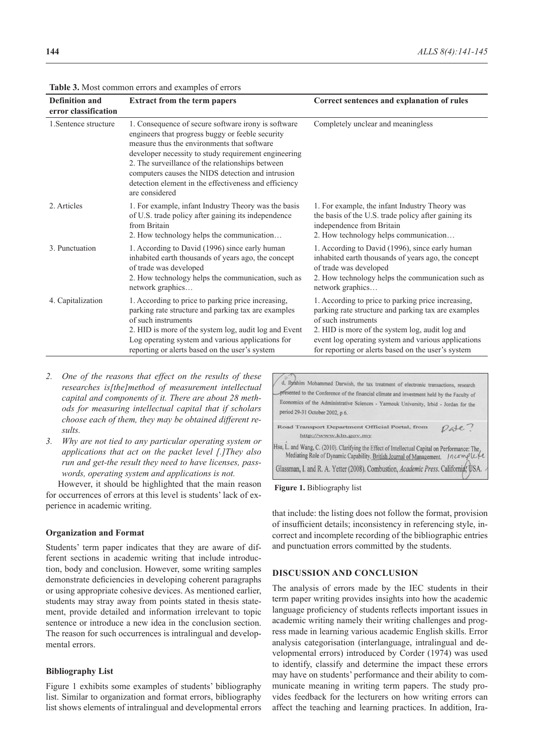**Table 3.** Most common errors and examples of errors

| Definition and error classification | Extract from the term papers | Correct sentences and explanation of rules |
|---|---|---|
| 1.Sentence structure | 1. Consequence of secure software irony is software engineers that progress buggy or feeble security measure thus the environments that software developer necessity to study requirement engineering<br>2. The surveillance of the relationships between computers causes the NIDS detection and intrusion detection element in the effectiveness and efficiency are considered | Completely unclear and meaningless |
| 2. Articles | 1. For example, infant Industry Theory was the basis of U.S. trade policy after gaining its independence from Britain<br>2. How technology helps the communication… | 1. For example, the infant Industry Theory was the basis of the U.S. trade policy after gaining its independence from Britain<br>2. How technology helps communication… |
| 3. Punctuation | 1. According to David (1996) since early human inhabited earth thousands of years ago, the concept of trade was developed<br>2. How technology helps the communication, such as network graphics… | 1. According to David (1996), since early human inhabited earth thousands of years ago, the concept of trade was developed<br>2. How technology helps the communication such as network graphics… |
| 4. Capitalization | 1. According to price to parking price increasing, parking rate structure and parking tax are examples of such instruments<br>2. HID is more of the system log, audit log and Event Log operating system and various applications for reporting or alerts based on the user's system | 1. According to price to parking price increasing, parking rate structure and parking tax are examples of such instruments<br>2. HID is more of the system log, audit log and event log operating system and various applications for reporting or alerts based on the user's system |

2. *One of the reasons that effect on the results of these researches is[the]method of measurement intellectual capital and components of it. There are about 28 methods for measuring intellectual capital that if scholars choose each of them, they may be obtained different results.*
3. *Why are not tied to any particular operating system or applications that act on the packet level [.]They also run and get-the result they need to have licenses, passwords, operating system and applications is not.*

However, it should be highlighted that the main reason for occurrences of errors at this level is students' lack of experience in academic writing.

### Organization and Format

Students' term paper indicates that they are aware of different sections in academic writing that include introduction, body and conclusion. However, some writing samples demonstrate deficiencies in developing coherent paragraphs or using appropriate cohesive devices. As mentioned earlier, students may stray away from points stated in thesis statement, provide detailed and information irrelevant to topic sentence or introduce a new idea in the conclusion section. The reason for such occurrences is intralingual and developmental errors.

### Bibliography List

Figure 1 exhibits some examples of students' bibliography list. Similar to organization and format errors, bibliography list shows elements of intralingual and developmental errors that include: the listing does not follow the format, provision of insufficient details; inconsistency in referencing style, incorrect and incomplete recording of the bibliographic entries and punctuation errors committed by the students.

**Figure 1.** Bibliography list

## DISCUSSION AND CONCLUSION

The analysis of errors made by the IEC students in their term paper writing provides insights into how the academic language proficiency of students reflects important issues in academic writing namely their writing challenges and progress made in learning various academic English skills. Error analysis categorisation (interlanguage, intralingual and developmental errors) introduced by Corder (1974) was used to identify, classify and determine the impact these errors may have on students' performance and their ability to communicate meaning in writing term papers. The study provides feedback for the lecturers on how writing errors can affect the teaching and learning practices. In addition, Ira-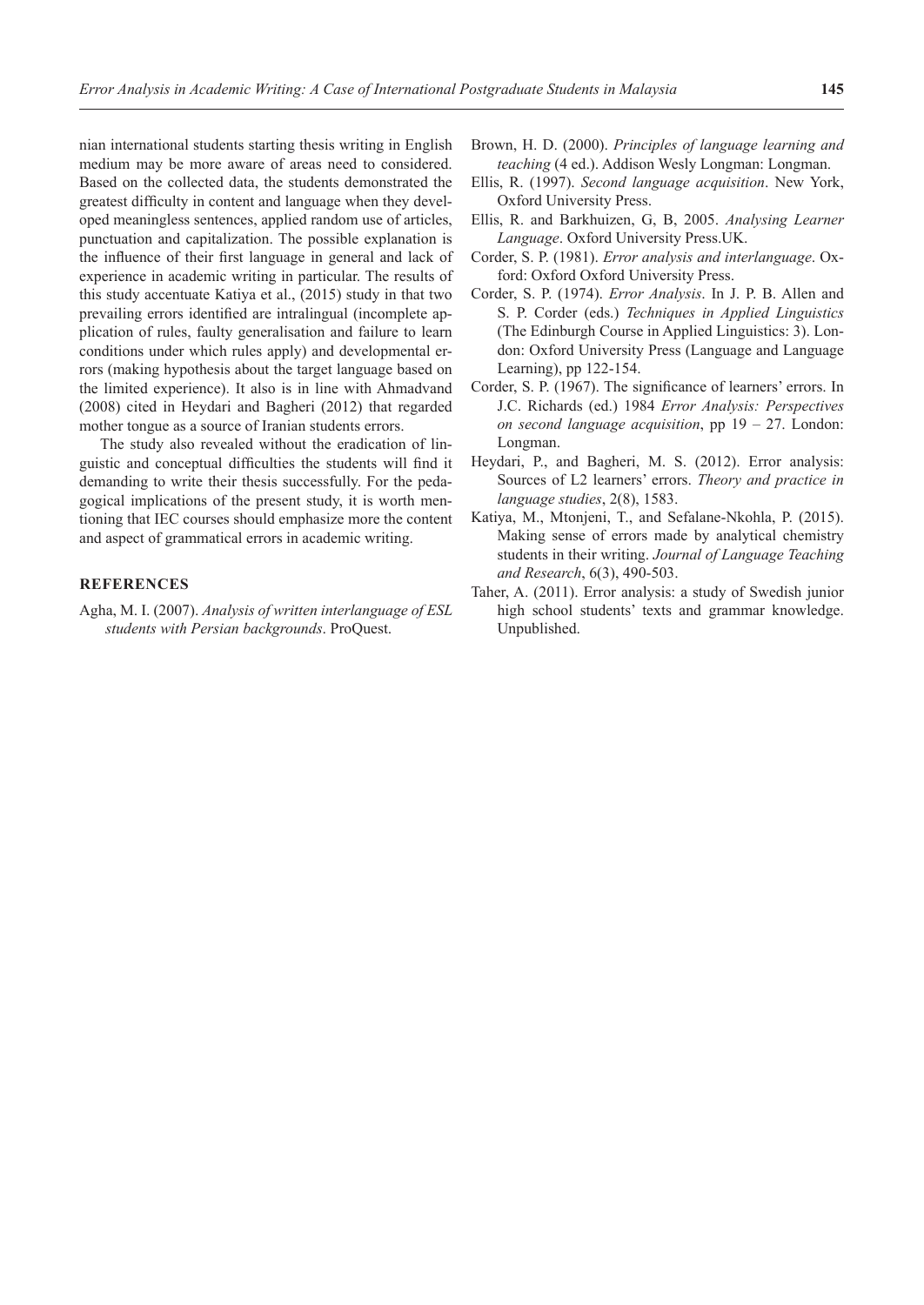nian international students starting thesis writing in English medium may be more aware of areas need to considered. Based on the collected data, the students demonstrated the greatest difficulty in content and language when they developed meaningless sentences, applied random use of articles, punctuation and capitalization. The possible explanation is the influence of their first language in general and lack of experience in academic writing in particular. The results of this study accentuate Katiya et al., (2015) study in that two prevailing errors identified are intralingual (incomplete application of rules, faulty generalisation and failure to learn conditions under which rules apply) and developmental errors (making hypothesis about the target language based on the limited experience). It also is in line with Ahmadvand (2008) cited in Heydari and Bagheri (2012) that regarded mother tongue as a source of Iranian students errors.

The study also revealed without the eradication of linguistic and conceptual difficulties the students will find it demanding to write their thesis successfully. For the pedagogical implications of the present study, it is worth mentioning that IEC courses should emphasize more the content and aspect of grammatical errors in academic writing.

## REFERENCES

Agha, M. I. (2007). *Analysis of written interlanguage of ESL students with Persian backgrounds*. ProQuest.

Brown, H. D. (2000). *Principles of language learning and teaching* (4 ed.). Addison Wesly Longman: Longman.

Ellis, R. (1997). *Second language acquisition*. New York, Oxford University Press.

Ellis, R. and Barkhuizen, G, B, 2005. *Analysing Learner Language*. Oxford University Press.UK.

Corder, S. P. (1981). *Error analysis and interlanguage*. Oxford: Oxford Oxford University Press.

Corder, S. P. (1974). *Error Analysis*. In J. P. B. Allen and S. P. Corder (eds.) *Techniques in Applied Linguistics* (The Edinburgh Course in Applied Linguistics: 3). London: Oxford University Press (Language and Language Learning), pp 122-154.

Corder, S. P. (1967). The significance of learners' errors. In J.C. Richards (ed.) 1984 *Error Analysis: Perspectives on second language acquisition*, pp 19 – 27. London: Longman.

Heydari, P., and Bagheri, M. S. (2012). Error analysis: Sources of L2 learners' errors. *Theory and practice in language studies*, 2(8), 1583.

Katiya, M., Mtonjeni, T., and Sefalane-Nkohla, P. (2015). Making sense of errors made by analytical chemistry students in their writing. *Journal of Language Teaching and Research*, 6(3), 490-503.

Taher, A. (2011). Error analysis: a study of Swedish junior high school students' texts and grammar knowledge. Unpublished.